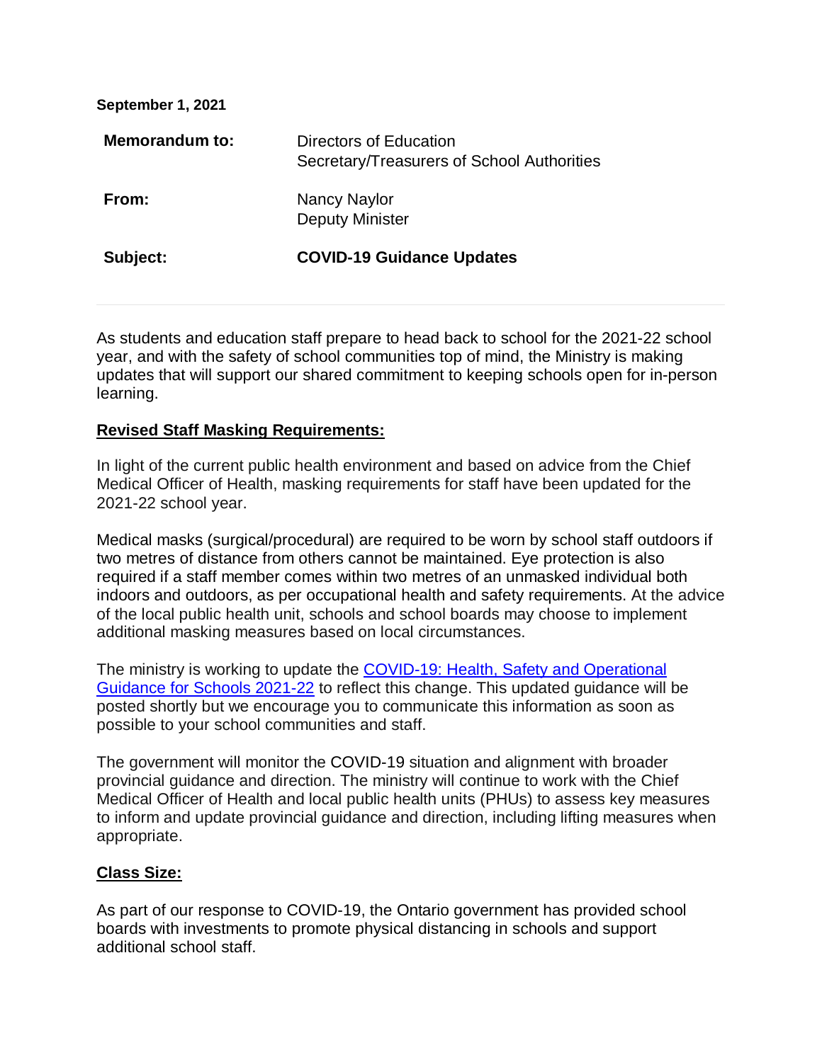**September 1, 2021**

| | |
|---|---|
| **Memorandum to:** | Directors of Education<br>Secretary/Treasurers of School Authorities |
| **From:** | Nancy Naylor<br>Deputy Minister |
| **Subject:** | **COVID-19 Guidance Updates** |

---

As students and education staff prepare to head back to school for the 2021-22 school year, and with the safety of school communities top of mind, the Ministry is making updates that will support our shared commitment to keeping schools open for in-person learning.

**Revised Staff Masking Requirements:**

In light of the current public health environment and based on advice from the Chief Medical Officer of Health, masking requirements for staff have been updated for the 2021-22 school year.

Medical masks (surgical/procedural) are required to be worn by school staff outdoors if two metres of distance from others cannot be maintained. Eye protection is also required if a staff member comes within two metres of an unmasked individual both indoors and outdoors, as per occupational health and safety requirements. At the advice of the local public health unit, schools and school boards may choose to implement additional masking measures based on local circumstances.

The ministry is working to update the COVID-19: Health, Safety and Operational Guidance for Schools 2021-22 to reflect this change. This updated guidance will be posted shortly but we encourage you to communicate this information as soon as possible to your school communities and staff.

The government will monitor the COVID-19 situation and alignment with broader provincial guidance and direction. The ministry will continue to work with the Chief Medical Officer of Health and local public health units (PHUs) to assess key measures to inform and update provincial guidance and direction, including lifting measures when appropriate.

**Class Size:**

As part of our response to COVID-19, the Ontario government has provided school boards with investments to promote physical distancing in schools and support additional school staff.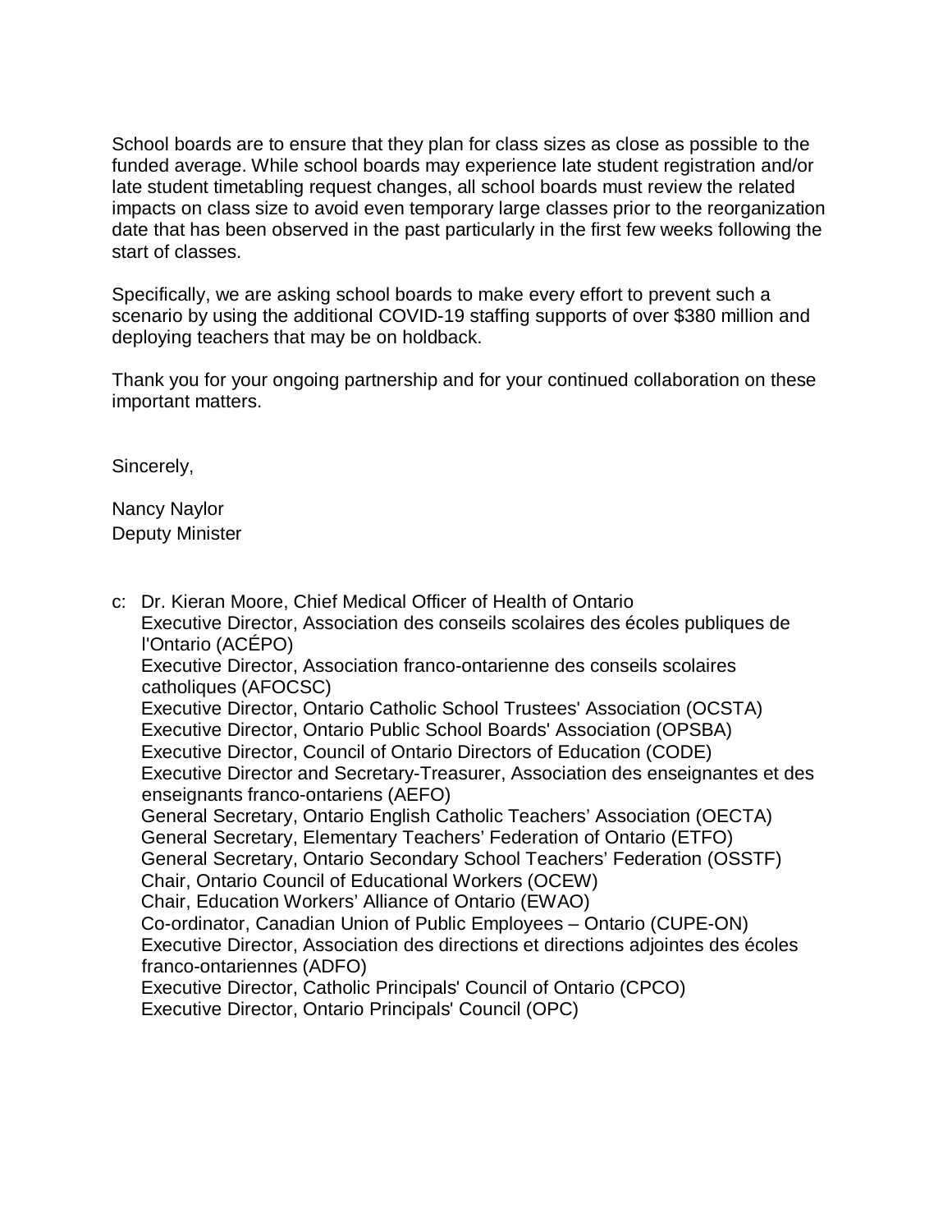School boards are to ensure that they plan for class sizes as close as possible to the funded average. While school boards may experience late student registration and/or late student timetabling request changes, all school boards must review the related impacts on class size to avoid even temporary large classes prior to the reorganization date that has been observed in the past particularly in the first few weeks following the start of classes.

Specifically, we are asking school boards to make every effort to prevent such a scenario by using the additional COVID-19 staffing supports of over $380 million and deploying teachers that may be on holdback.

Thank you for your ongoing partnership and for your continued collaboration on these important matters.

Sincerely,

Nancy Naylor
Deputy Minister

c: Dr. Kieran Moore, Chief Medical Officer of Health of Ontario
Executive Director, Association des conseils scolaires des écoles publiques de l'Ontario (ACÉPO)
Executive Director, Association franco-ontarienne des conseils scolaires catholiques (AFOCSC)
Executive Director, Ontario Catholic School Trustees' Association (OCSTA)
Executive Director, Ontario Public School Boards' Association (OPSBA)
Executive Director, Council of Ontario Directors of Education (CODE)
Executive Director and Secretary-Treasurer, Association des enseignantes et des enseignants franco-ontariens (AEFO)
General Secretary, Ontario English Catholic Teachers' Association (OECTA)
General Secretary, Elementary Teachers' Federation of Ontario (ETFO)
General Secretary, Ontario Secondary School Teachers' Federation (OSSTF)
Chair, Ontario Council of Educational Workers (OCEW)
Chair, Education Workers' Alliance of Ontario (EWAO)
Co-ordinator, Canadian Union of Public Employees – Ontario (CUPE-ON)
Executive Director, Association des directions et directions adjointes des écoles franco-ontariennes (ADFO)
Executive Director, Catholic Principals' Council of Ontario (CPCO)
Executive Director, Ontario Principals' Council (OPC)